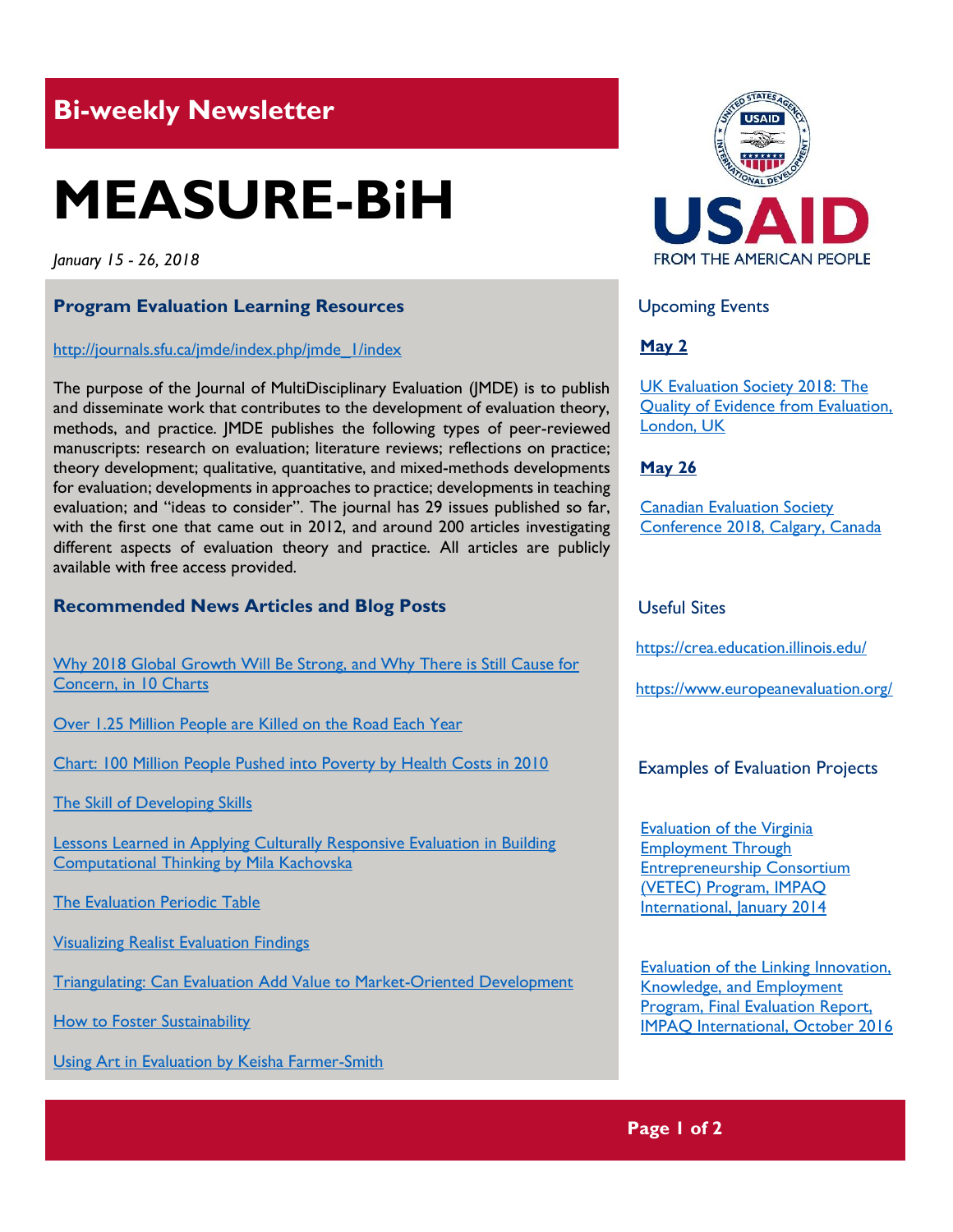## Bi-weekly Newsletter

# MEASURE-BiH

*January 15 - 26, 2018*

### Program Evaluation Learning Resources

http://journals.sfu.ca/jmde/index.php/jmde_1/index

The purpose of the Journal of MultiDisciplinary Evaluation (JMDE) is to publish and disseminate work that contributes to the development of evaluation theory, methods, and practice. JMDE publishes the following types of peer-reviewed manuscripts: research on evaluation; literature reviews; reflections on practice; theory development; qualitative, quantitative, and mixed-methods developments for evaluation; developments in approaches to practice; developments in teaching evaluation; and "ideas to consider". The journal has 29 issues published so far, with the first one that came out in 2012, and around 200 articles investigating different aspects of evaluation theory and practice. All articles are publicly available with free access provided.

### Recommended News Articles and Blog Posts

Why 2018 Global Growth Will Be Strong, and Why There is Still Cause for Concern, in 10 Charts

Over 1.25 Million People are Killed on the Road Each Year

Chart: 100 Million People Pushed into Poverty by Health Costs in 2010

The Skill of Developing Skills

Lessons Learned in Applying Culturally Responsive Evaluation in Building Computational Thinking by Mila Kachovska

The Evaluation Periodic Table

Visualizing Realist Evaluation Findings

Triangulating: Can Evaluation Add Value to Market-Oriented Development

How to Foster Sustainability

Using Art in Evaluation by Keisha Farmer-Smith

USAID
FROM THE AMERICAN PEOPLE

### Upcoming Events

**May 2**

UK Evaluation Society 2018: The Quality of Evidence from Evaluation, London, UK

**May 26**

Canadian Evaluation Society Conference 2018, Calgary, Canada

### Useful Sites

https://crea.education.illinois.edu/

https://www.europeanevaluation.org/

### Examples of Evaluation Projects

Evaluation of the Virginia Employment Through Entrepreneurship Consortium (VETEC) Program, IMPAQ International, January 2014

Evaluation of the Linking Innovation, Knowledge, and Employment Program, Final Evaluation Report, IMPAQ International, October 2016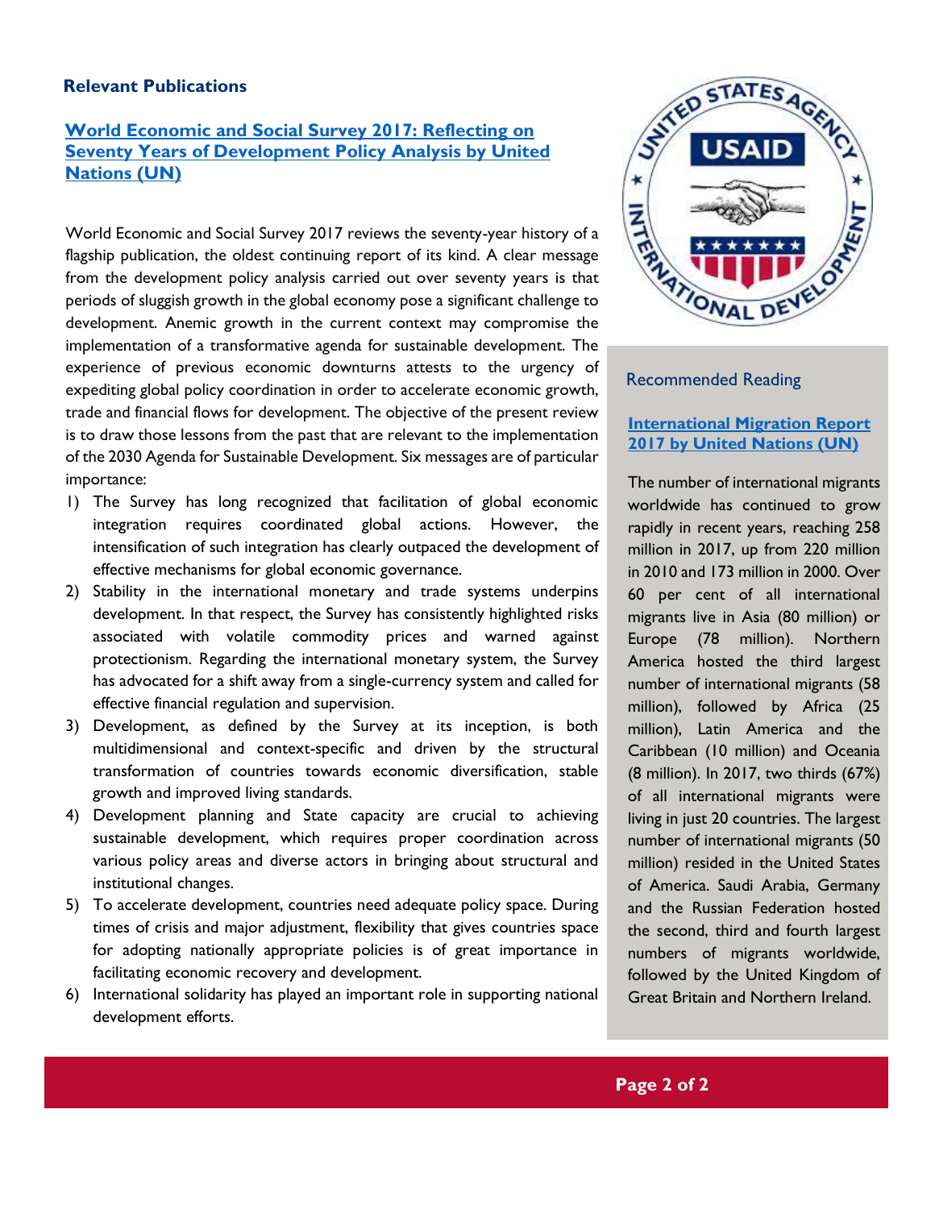## Relevant Publications

### World Economic and Social Survey 2017: Reflecting on Seventy Years of Development Policy Analysis by United Nations (UN)

World Economic and Social Survey 2017 reviews the seventy-year history of a flagship publication, the oldest continuing report of its kind. A clear message from the development policy analysis carried out over seventy years is that periods of sluggish growth in the global economy pose a significant challenge to development. Anemic growth in the current context may compromise the implementation of a transformative agenda for sustainable development. The experience of previous economic downturns attests to the urgency of expediting global policy coordination in order to accelerate economic growth, trade and financial flows for development. The objective of the present review is to draw those lessons from the past that are relevant to the implementation of the 2030 Agenda for Sustainable Development. Six messages are of particular importance:

1) The Survey has long recognized that facilitation of global economic integration requires coordinated global actions. However, the intensification of such integration has clearly outpaced the development of effective mechanisms for global economic governance.
2) Stability in the international monetary and trade systems underpins development. In that respect, the Survey has consistently highlighted risks associated with volatile commodity prices and warned against protectionism. Regarding the international monetary system, the Survey has advocated for a shift away from a single-currency system and called for effective financial regulation and supervision.
3) Development, as defined by the Survey at its inception, is both multidimensional and context-specific and driven by the structural transformation of countries towards economic diversification, stable growth and improved living standards.
4) Development planning and State capacity are crucial to achieving sustainable development, which requires proper coordination across various policy areas and diverse actors in bringing about structural and institutional changes.
5) To accelerate development, countries need adequate policy space. During times of crisis and major adjustment, flexibility that gives countries space for adopting nationally appropriate policies is of great importance in facilitating economic recovery and development.
6) International solidarity has played an important role in supporting national development efforts.

## Recommended Reading

### International Migration Report 2017 by United Nations (UN)

The number of international migrants worldwide has continued to grow rapidly in recent years, reaching 258 million in 2017, up from 220 million in 2010 and 173 million in 2000. Over 60 per cent of all international migrants live in Asia (80 million) or Europe (78 million). Northern America hosted the third largest number of international migrants (58 million), followed by Africa (25 million), Latin America and the Caribbean (10 million) and Oceania (8 million). In 2017, two thirds (67%) of all international migrants were living in just 20 countries. The largest number of international migrants (50 million) resided in the United States of America. Saudi Arabia, Germany and the Russian Federation hosted the second, third and fourth largest numbers of migrants worldwide, followed by the United Kingdom of Great Britain and Northern Ireland.